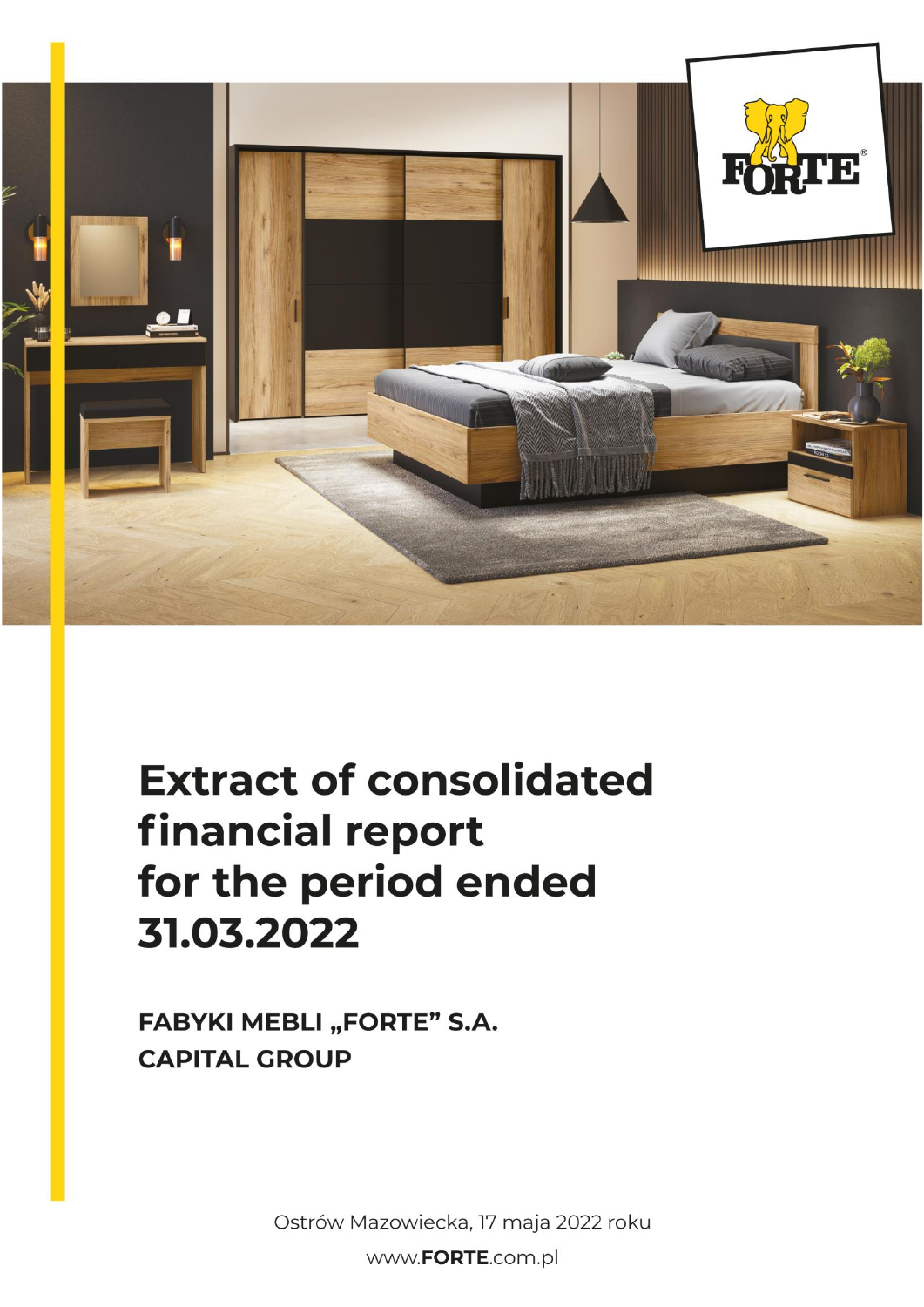# Extract of consolidated financial report for the period ended 31.03.2022

**FABYKI MEBLI „FORTE" S.A.**
**CAPITAL GROUP**

Ostrów Mazowiecka, 17 maja 2022 roku

www.**FORTE**.com.pl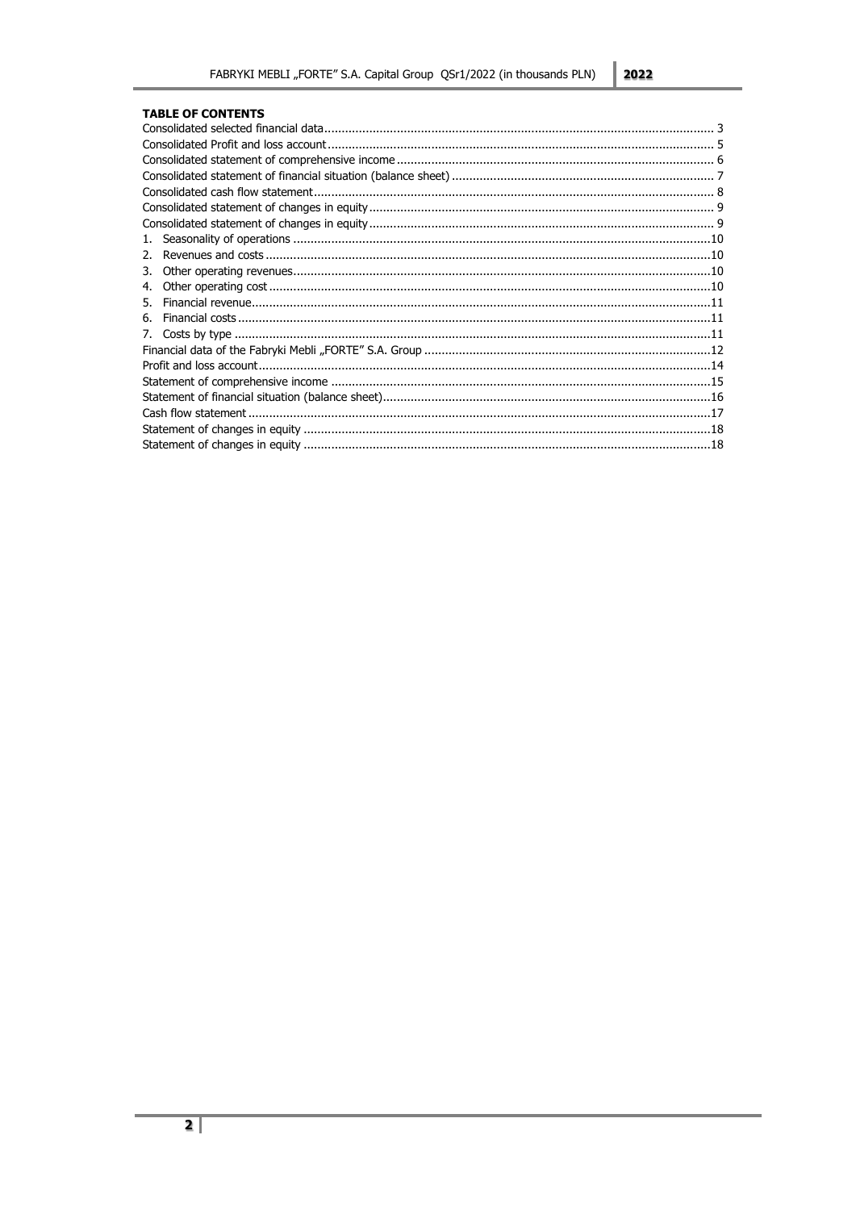**TABLE OF CONTENTS**

Consolidated selected financial data ........ 3
Consolidated Profit and loss account ........ 5
Consolidated statement of comprehensive income ........ 6
Consolidated statement of financial situation (balance sheet) ........ 7
Consolidated cash flow statement ........ 8
Consolidated statement of changes in equity ........ 9
Consolidated statement of changes in equity ........ 9
1. Seasonality of operations ........ 10
2. Revenues and costs ........ 10
3. Other operating revenues ........ 10
4. Other operating cost ........ 10
5. Financial revenue ........ 11
6. Financial costs ........ 11
7. Costs by type ........ 11
Financial data of the Fabryki Mebli „FORTE" S.A. Group ........ 12
Profit and loss account ........ 14
Statement of comprehensive income ........ 15
Statement of financial situation (balance sheet) ........ 16
Cash flow statement ........ 17
Statement of changes in equity ........ 18
Statement of changes in equity ........ 18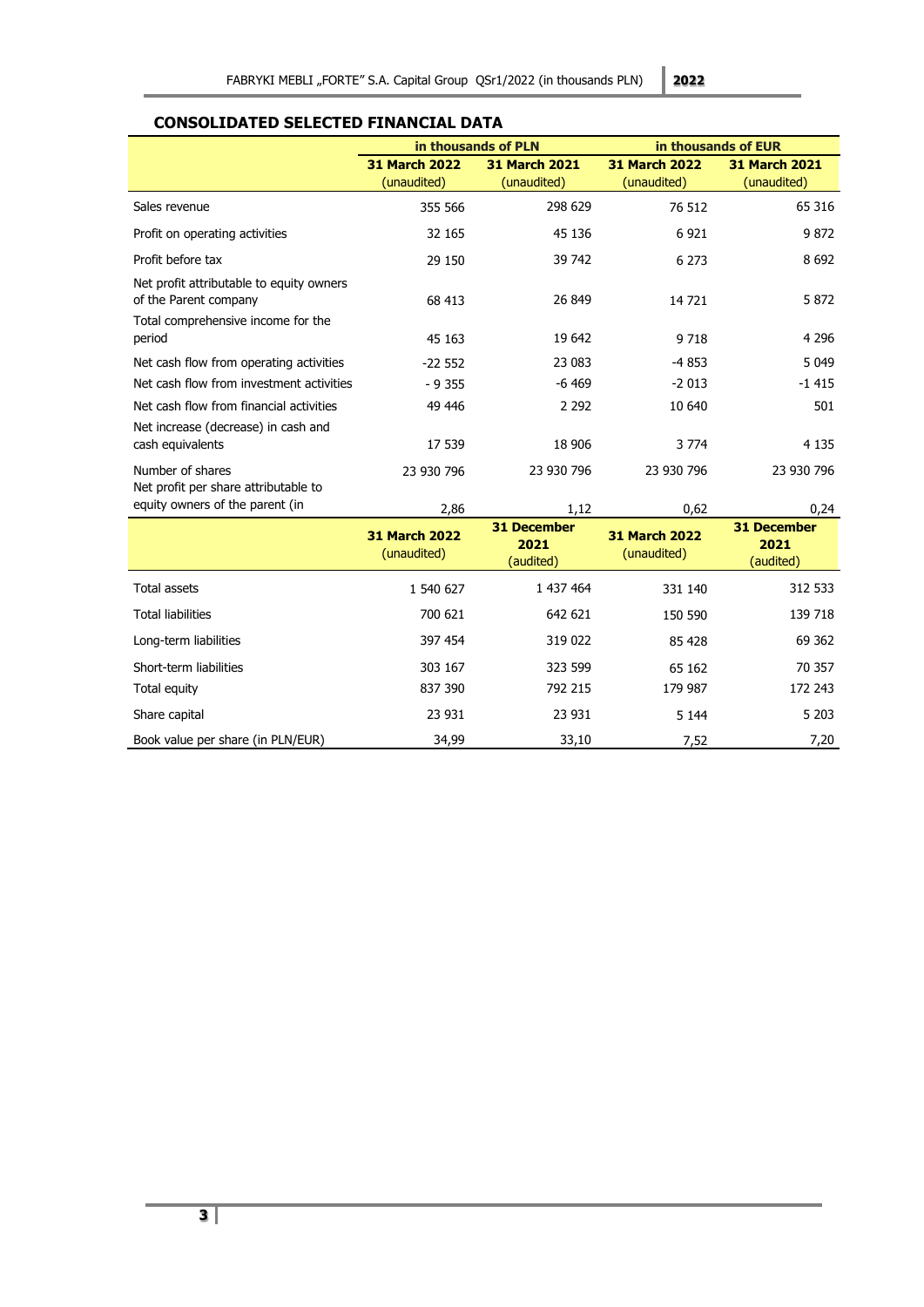## CONSOLIDATED SELECTED FINANCIAL DATA

| | in thousands of PLN | | in thousands of EUR | |
|---|---|---|---|---|
| | **31 March 2022** (unaudited) | **31 March 2021** (unaudited) | **31 March 2022** (unaudited) | **31 March 2021** (unaudited) |
| Sales revenue | 355 566 | 298 629 | 76 512 | 65 316 |
| Profit on operating activities | 32 165 | 45 136 | 6 921 | 9 872 |
| Profit before tax | 29 150 | 39 742 | 6 273 | 8 692 |
| Net profit attributable to equity owners of the Parent company | 68 413 | 26 849 | 14 721 | 5 872 |
| Total comprehensive income for the period | 45 163 | 19 642 | 9 718 | 4 296 |
| Net cash flow from operating activities | -22 552 | 23 083 | -4 853 | 5 049 |
| Net cash flow from investment activities | - 9 355 | -6 469 | -2 013 | -1 415 |
| Net cash flow from financial activities | 49 446 | 2 292 | 10 640 | 501 |
| Net increase (decrease) in cash and cash equivalents | 17 539 | 18 906 | 3 774 | 4 135 |
| Number of shares | 23 930 796 | 23 930 796 | 23 930 796 | 23 930 796 |
| Net profit per share attributable to equity owners of the parent (in | 2,86 | 1,12 | 0,62 | 0,24 |
| | **31 March 2022** (unaudited) | **31 December 2021** (audited) | **31 March 2022** (unaudited) | **31 December 2021** (audited) |
| Total assets | 1 540 627 | 1 437 464 | 331 140 | 312 533 |
| Total liabilities | 700 621 | 642 621 | 150 590 | 139 718 |
| Long-term liabilities | 397 454 | 319 022 | 85 428 | 69 362 |
| Short-term liabilities | 303 167 | 323 599 | 65 162 | 70 357 |
| Total equity | 837 390 | 792 215 | 179 987 | 172 243 |
| Share capital | 23 931 | 23 931 | 5 144 | 5 203 |
| Book value per share (in PLN/EUR) | 34,99 | 33,10 | 7,52 | 7,20 |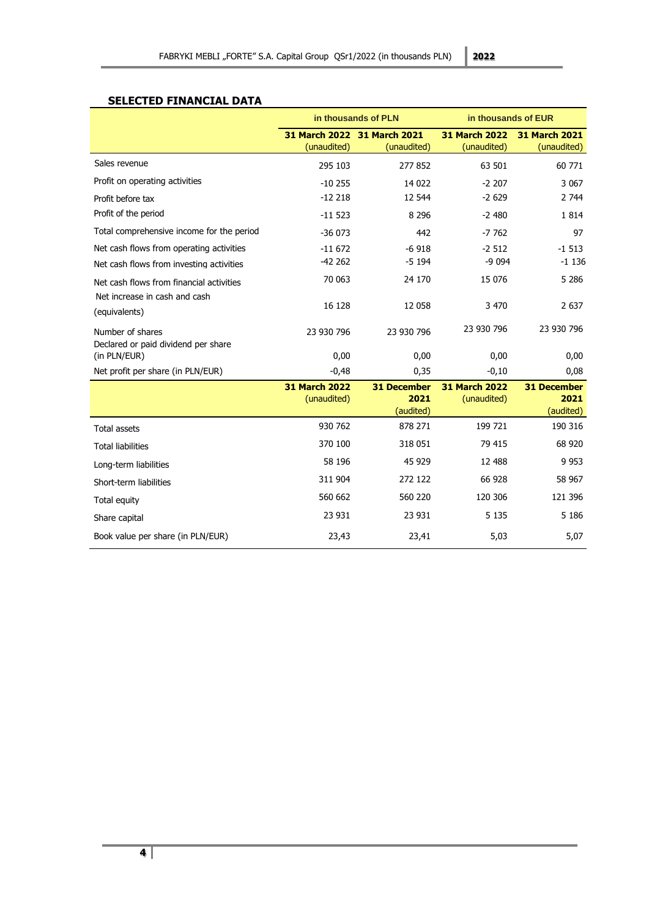## SELECTED FINANCIAL DATA

| | in thousands of PLN | | in thousands of EUR | |
|---|---|---|---|---|
| | 31 March 2022 (unaudited) | 31 March 2021 (unaudited) | 31 March 2022 (unaudited) | 31 March 2021 (unaudited) |
| Sales revenue | 295 103 | 277 852 | 63 501 | 60 771 |
| Profit on operating activities | -10 255 | 14 022 | -2 207 | 3 067 |
| Profit before tax | -12 218 | 12 544 | -2 629 | 2 744 |
| Profit of the period | -11 523 | 8 296 | -2 480 | 1 814 |
| Total comprehensive income for the period | -36 073 | 442 | -7 762 | 97 |
| Net cash flows from operating activities | -11 672 | -6 918 | -2 512 | -1 513 |
| Net cash flows from investing activities | -42 262 | -5 194 | -9 094 | -1 136 |
| Net cash flows from financial activities | 70 063 | 24 170 | 15 076 | 5 286 |
| Net increase in cash and cash (equivalents) | 16 128 | 12 058 | 3 470 | 2 637 |
| Number of shares | 23 930 796 | 23 930 796 | 23 930 796 | 23 930 796 |
| Declared or paid dividend per share (in PLN/EUR) | 0,00 | 0,00 | 0,00 | 0,00 |
| Net profit per share (in PLN/EUR) | -0,48 | 0,35 | -0,10 | 0,08 |
| | **31 March 2022** (unaudited) | **31 December 2021** (audited) | **31 March 2022** (unaudited) | **31 December 2021** (audited) |
| Total assets | 930 762 | 878 271 | 199 721 | 190 316 |
| Total liabilities | 370 100 | 318 051 | 79 415 | 68 920 |
| Long-term liabilities | 58 196 | 45 929 | 12 488 | 9 953 |
| Short-term liabilities | 311 904 | 272 122 | 66 928 | 58 967 |
| Total equity | 560 662 | 560 220 | 120 306 | 121 396 |
| Share capital | 23 931 | 23 931 | 5 135 | 5 186 |
| Book value per share (in PLN/EUR) | 23,43 | 23,41 | 5,03 | 5,07 |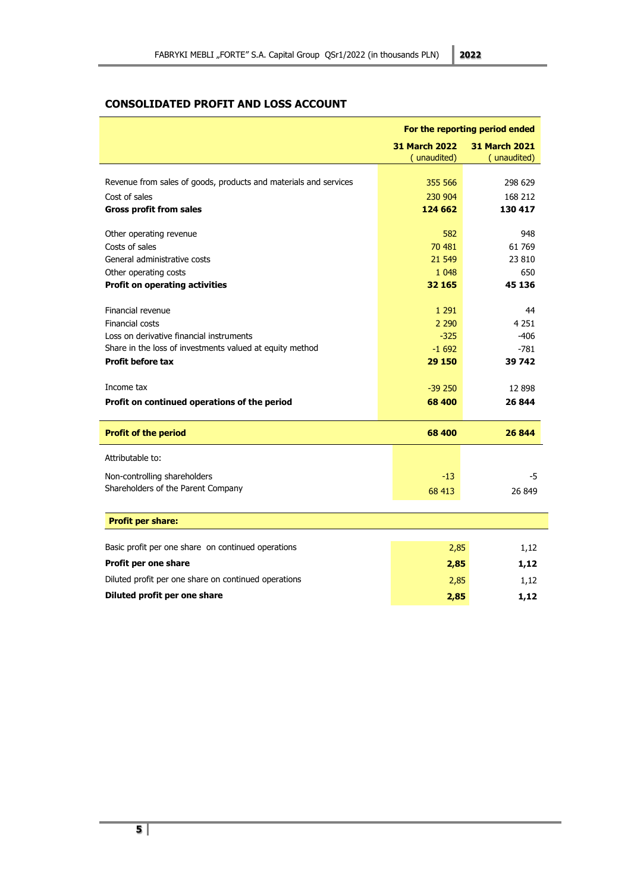## CONSOLIDATED PROFIT AND LOSS ACCOUNT

| | For the reporting period ended | |
|---|---|---|
| | 31 March 2022 ( unaudited) | 31 March 2021 ( unaudited) |
| Revenue from sales of goods, products and materials and services | 355 566 | 298 629 |
| Cost of sales | 230 904 | 168 212 |
| **Gross profit from sales** | **124 662** | **130 417** |
| Other operating revenue | 582 | 948 |
| Costs of sales | 70 481 | 61 769 |
| General administrative costs | 21 549 | 23 810 |
| Other operating costs | 1 048 | 650 |
| **Profit on operating activities** | **32 165** | **45 136** |
| Financial revenue | 1 291 | 44 |
| Financial costs | 2 290 | 4 251 |
| Loss on derivative financial instruments | -325 | -406 |
| Share in the loss of investments valued at equity method | -1 692 | -781 |
| **Profit before tax** | **29 150** | **39 742** |
| Income tax | -39 250 | 12 898 |
| **Profit on continued operations of the period** | **68 400** | **26 844** |
| **Profit of the period** | **68 400** | **26 844** |
| Attributable to: | | |
| Non-controlling shareholders | -13 | -5 |
| Shareholders of the Parent Company | 68 413 | 26 849 |

| **Profit per share:** | | |
|---|---|---|
| Basic profit per one share on continued operations | 2,85 | 1,12 |
| **Profit per one share** | **2,85** | **1,12** |
| Diluted profit per one share on continued operations | 2,85 | 1,12 |
| **Diluted profit per one share** | **2,85** | **1,12** |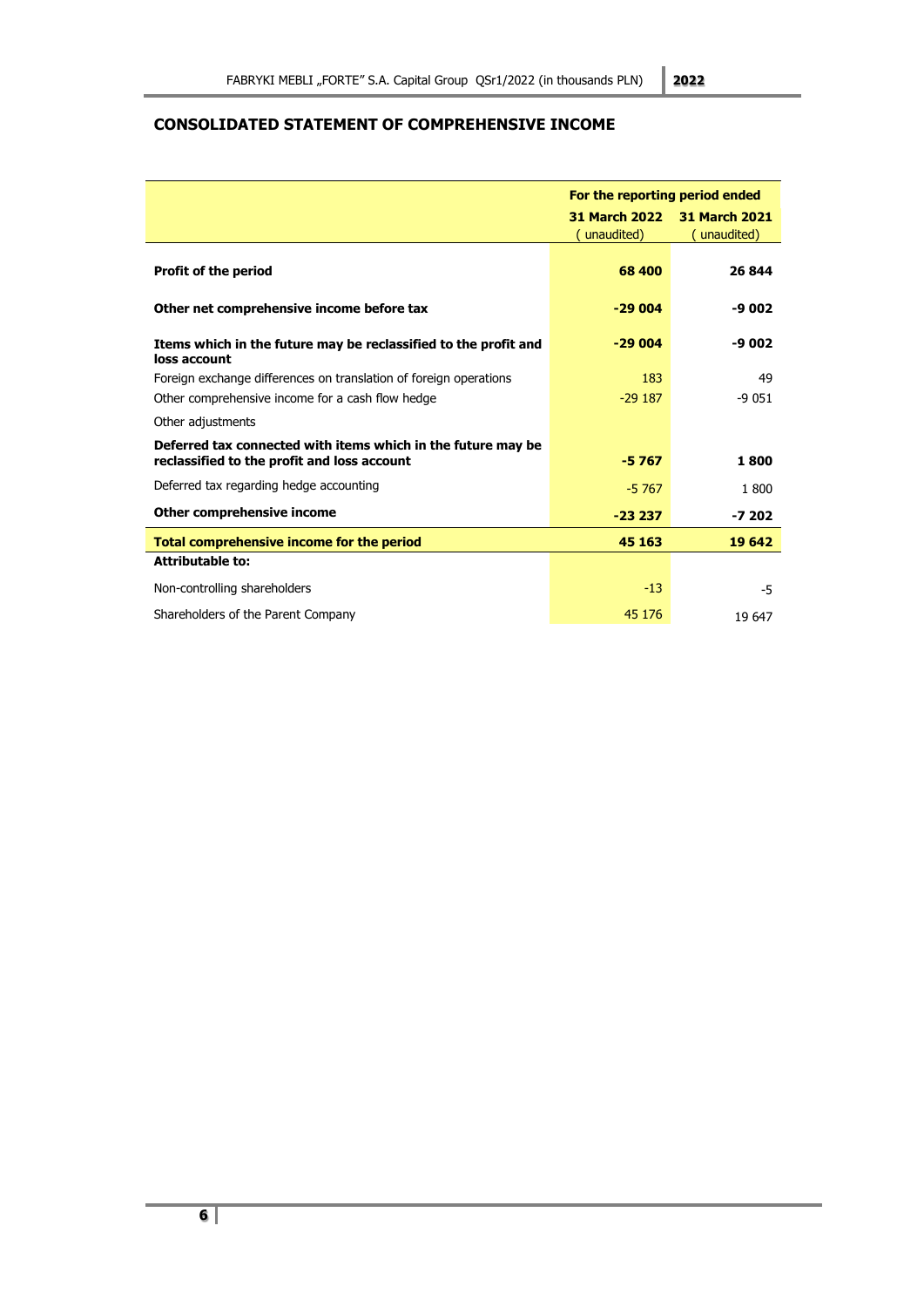# CONSOLIDATED STATEMENT OF COMPREHENSIVE INCOME

| | For the reporting period ended | |
|---|---|---|
| | **31 March 2022** ( unaudited) | **31 March 2021** ( unaudited) |
| **Profit of the period** | **68 400** | **26 844** |
| **Other net comprehensive income before tax** | **-29 004** | **-9 002** |
| **Items which in the future may be reclassified to the profit and loss account** | **-29 004** | **-9 002** |
| Foreign exchange differences on translation of foreign operations | 183 | 49 |
| Other comprehensive income for a cash flow hedge | -29 187 | -9 051 |
| Other adjustments | | |
| **Deferred tax connected with items which in the future may be reclassified to the profit and loss account** | **-5 767** | **1 800** |
| Deferred tax regarding hedge accounting | -5 767 | 1 800 |
| **Other comprehensive income** | **-23 237** | **-7 202** |
| **Total comprehensive income for the period** | **45 163** | **19 642** |
| **Attributable to:** | | |
| Non-controlling shareholders | -13 | -5 |
| Shareholders of the Parent Company | 45 176 | 19 647 |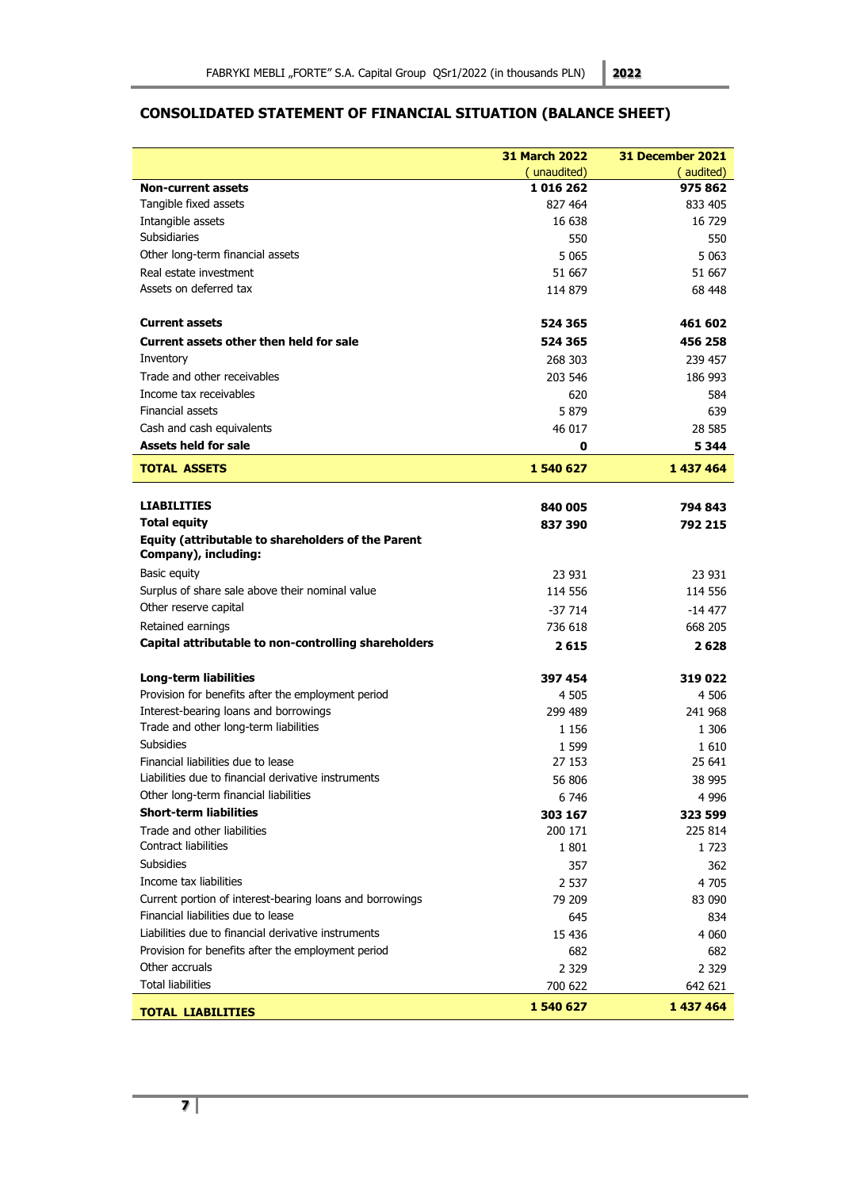## CONSOLIDATED STATEMENT OF FINANCIAL SITUATION (BALANCE SHEET)

| | 31 March 2022 ( unaudited) | 31 December 2021 ( audited) |
|---|---|---|
| **Non-current assets** | **1 016 262** | **975 862** |
| Tangible fixed assets | 827 464 | 833 405 |
| Intangible assets | 16 638 | 16 729 |
| Subsidiaries | 550 | 550 |
| Other long-term financial assets | 5 065 | 5 063 |
| Real estate investment | 51 667 | 51 667 |
| Assets on deferred tax | 114 879 | 68 448 |
| | | |
| **Current assets** | **524 365** | **461 602** |
| **Current assets other then held for sale** | **524 365** | **456 258** |
| Inventory | 268 303 | 239 457 |
| Trade and other receivables | 203 546 | 186 993 |
| Income tax receivables | 620 | 584 |
| Financial assets | 5 879 | 639 |
| Cash and cash equivalents | 46 017 | 28 585 |
| **Assets held for sale** | **0** | **5 344** |
| **TOTAL ASSETS** | **1 540 627** | **1 437 464** |
| | | |
| **LIABILITIES** | **840 005** | **794 843** |
| **Total equity** | **837 390** | **792 215** |
| **Equity (attributable to shareholders of the Parent Company), including:** | | |
| Basic equity | 23 931 | 23 931 |
| Surplus of share sale above their nominal value | 114 556 | 114 556 |
| Other reserve capital | -37 714 | -14 477 |
| Retained earnings | 736 618 | 668 205 |
| **Capital attributable to non-controlling shareholders** | **2 615** | **2 628** |
| | | |
| **Long-term liabilities** | **397 454** | **319 022** |
| Provision for benefits after the employment period | 4 505 | 4 506 |
| Interest-bearing loans and borrowings | 299 489 | 241 968 |
| Trade and other long-term liabilities | 1 156 | 1 306 |
| Subsidies | 1 599 | 1 610 |
| Financial liabilities due to lease | 27 153 | 25 641 |
| Liabilities due to financial derivative instruments | 56 806 | 38 995 |
| Other long-term financial liabilities | 6 746 | 4 996 |
| **Short-term liabilities** | **303 167** | **323 599** |
| Trade and other liabilities | 200 171 | 225 814 |
| Contract liabilities | 1 801 | 1 723 |
| Subsidies | 357 | 362 |
| Income tax liabilities | 2 537 | 4 705 |
| Current portion of interest-bearing loans and borrowings | 79 209 | 83 090 |
| Financial liabilities due to lease | 645 | 834 |
| Liabilities due to financial derivative instruments | 15 436 | 4 060 |
| Provision for benefits after the employment period | 682 | 682 |
| Other accruals | 2 329 | 2 329 |
| Total liabilities | 700 622 | 642 621 |
| **TOTAL LIABILITIES** | **1 540 627** | **1 437 464** |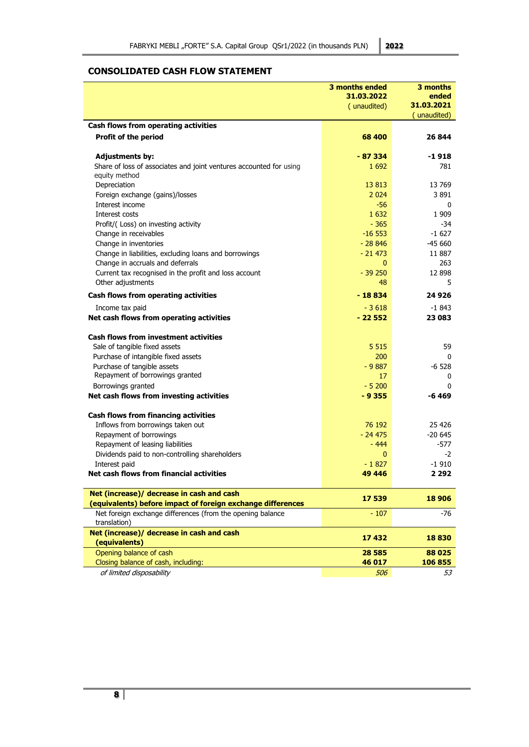## CONSOLIDATED CASH FLOW STATEMENT

| | 3 months ended 31.03.2022 ( unaudited) | 3 months ended 31.03.2021 ( unaudited) |
|---|---|---|
| **Cash flows from operating activities** | | |
| **Profit of the period** | **68 400** | **26 844** |
| **Adjustments by:** | **- 87 334** | **-1 918** |
| Share of loss of associates and joint ventures accounted for using equity method | 1 692 | 781 |
| Depreciation | 13 813 | 13 769 |
| Foreign exchange (gains)/losses | 2 024 | 3 891 |
| Interest income | -56 | 0 |
| Interest costs | 1 632 | 1 909 |
| Profit/( Loss) on investing activity | - 365 | -34 |
| Change in receivables | -16 553 | -1 627 |
| Change in inventories | - 28 846 | -45 660 |
| Change in liabilities, excluding loans and borrowings | - 21 473 | 11 887 |
| Change in accruals and deferrals | 0 | 263 |
| Current tax recognised in the profit and loss account | - 39 250 | 12 898 |
| Other adjustments | 48 | 5 |
| **Cash flows from operating activities** | **- 18 834** | **24 926** |
| Income tax paid | - 3 618 | -1 843 |
| **Net cash flows from operating activities** | **- 22 552** | **23 083** |
| **Cash flows from investment activities** | | |
| Sale of tangible fixed assets | 5 515 | 59 |
| Purchase of intangible fixed assets | 200 | 0 |
| Purchase of tangible assets | - 9 887 | -6 528 |
| Repayment of borrowings granted | 17 | 0 |
| Borrowings granted | - 5 200 | 0 |
| **Net cash flows from investing activities** | **- 9 355** | **-6 469** |
| **Cash flows from financing activities** | | |
| Inflows from borrowings taken out | 76 192 | 25 426 |
| Repayment of borrowings | - 24 475 | -20 645 |
| Repayment of leasing liabilities | - 444 | -577 |
| Dividends paid to non-controlling shareholders | 0 | -2 |
| Interest paid | - 1 827 | -1 910 |
| **Net cash flows from financial activities** | **49 446** | **2 292** |
| **Net (increase)/ decrease in cash and cash (equivalents) before impact of foreign exchange differences** | **17 539** | **18 906** |
| Net foreign exchange differences (from the opening balance translation) | - 107 | -76 |
| **Net (increase)/ decrease in cash and cash (equivalents)** | **17 432** | **18 830** |
| Opening balance of cash | **28 585** | **88 025** |
| Closing balance of cash, including: | **46 017** | **106 855** |
| *of limited disposability* | *506* | *53* |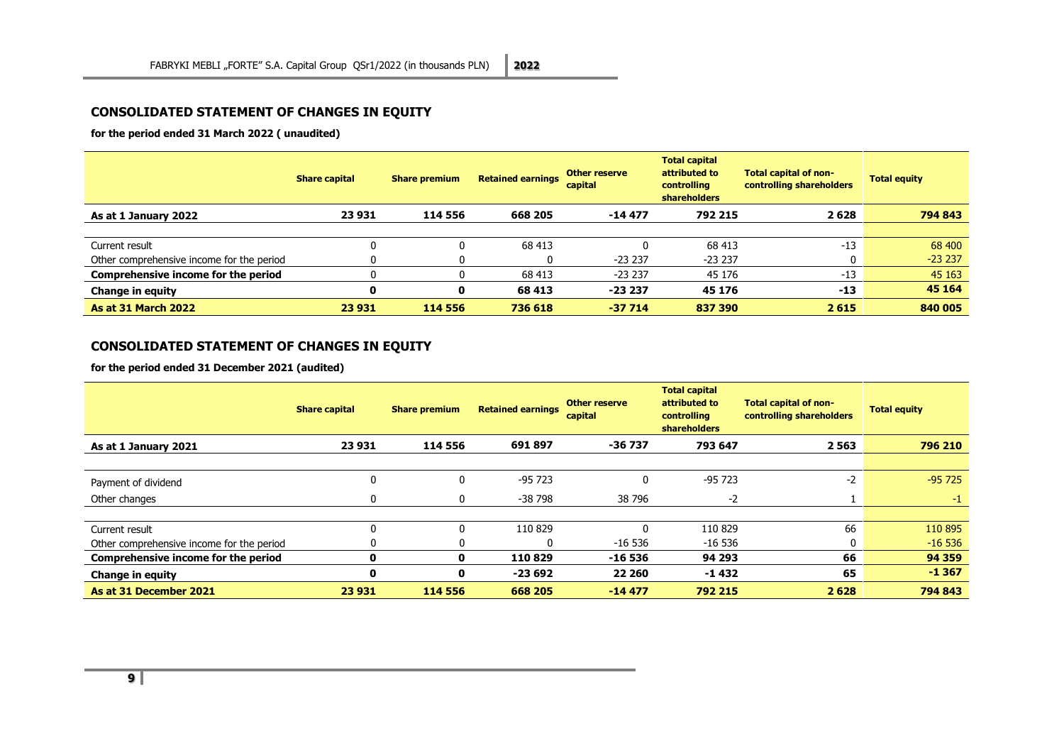## CONSOLIDATED STATEMENT OF CHANGES IN EQUITY

**for the period ended 31 March 2022 ( unaudited)**

| | Share capital | Share premium | Retained earnings | Other reserve capital | Total capital attributed to controlling shareholders | Total capital of non-controlling shareholders | Total equity |
|---|---|---|---|---|---|---|---|
| **As at 1 January 2022** | **23 931** | **114 556** | **668 205** | **-14 477** | **792 215** | **2 628** | **794 843** |
| | | | | | | | |
| Current result | 0 | 0 | 68 413 | 0 | 68 413 | -13 | 68 400 |
| Other comprehensive income for the period | 0 | 0 | 0 | -23 237 | -23 237 | 0 | -23 237 |
| **Comprehensive income for the period** | 0 | 0 | 68 413 | -23 237 | 45 176 | -13 | 45 163 |
| **Change in equity** | **0** | **0** | **68 413** | **-23 237** | **45 176** | **-13** | **45 164** |
| **As at 31 March 2022** | **23 931** | **114 556** | **736 618** | **-37 714** | **837 390** | **2 615** | **840 005** |

## CONSOLIDATED STATEMENT OF CHANGES IN EQUITY

**for the period ended 31 December 2021 (audited)**

| | Share capital | Share premium | Retained earnings | Other reserve capital | Total capital attributed to controlling shareholders | Total capital of non-controlling shareholders | Total equity |
|---|---|---|---|---|---|---|---|
| **As at 1 January 2021** | **23 931** | **114 556** | **691 897** | **-36 737** | **793 647** | **2 563** | **796 210** |
| | | | | | | | |
| Payment of dividend | 0 | 0 | -95 723 | 0 | -95 723 | -2 | -95 725 |
| Other changes | 0 | 0 | -38 798 | 38 796 | -2 | 1 | -1 |
| | | | | | | | |
| Current result | 0 | 0 | 110 829 | 0 | 110 829 | 66 | 110 895 |
| Other comprehensive income for the period | 0 | 0 | 0 | -16 536 | -16 536 | 0 | -16 536 |
| **Comprehensive income for the period** | **0** | **0** | **110 829** | **-16 536** | **94 293** | **66** | **94 359** |
| **Change in equity** | **0** | **0** | **-23 692** | **22 260** | **-1 432** | **65** | **-1 367** |
| **As at 31 December 2021** | **23 931** | **114 556** | **668 205** | **-14 477** | **792 215** | **2 628** | **794 843** |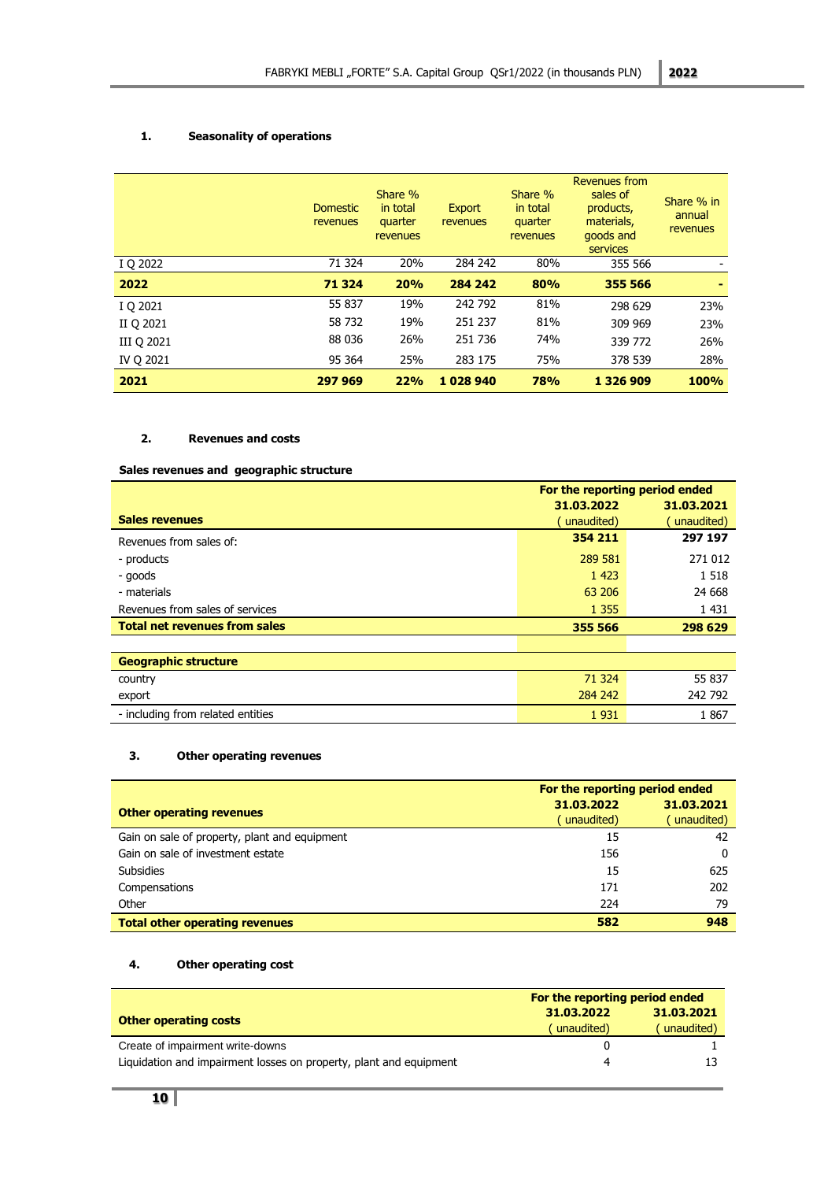## 1. Seasonality of operations

| | Domestic revenues | Share % in total quarter revenues | Export revenues | Share % in total quarter revenues | Revenues from sales of products, materials, goods and services | Share % in annual revenues |
|---|---|---|---|---|---|---|
| I Q 2022 | 71 324 | 20% | 284 242 | 80% | 355 566 | - |
| **2022** | **71 324** | **20%** | **284 242** | **80%** | **355 566** | **-** |
| I Q 2021 | 55 837 | 19% | 242 792 | 81% | 298 629 | 23% |
| II Q 2021 | 58 732 | 19% | 251 237 | 81% | 309 969 | 23% |
| III Q 2021 | 88 036 | 26% | 251 736 | 74% | 339 772 | 26% |
| IV Q 2021 | 95 364 | 25% | 283 175 | 75% | 378 539 | 28% |
| **2021** | **297 969** | **22%** | **1 028 940** | **78%** | **1 326 909** | **100%** |

## 2. Revenues and costs

**Sales revenues and geographic structure**

| **Sales revenues** | For the reporting period ended 31.03.2022 (unaudited) | 31.03.2021 (unaudited) |
|---|---|---|
| Revenues from sales of: | **354 211** | **297 197** |
| - products | 289 581 | 271 012 |
| - goods | 1 423 | 1 518 |
| - materials | 63 206 | 24 668 |
| Revenues from sales of services | 1 355 | 1 431 |
| **Total net revenues from sales** | **355 566** | **298 629** |
| | | |
| **Geographic structure** | | |
| country | 71 324 | 55 837 |
| export | 284 242 | 242 792 |
| - including from related entities | 1 931 | 1 867 |

## 3. Other operating revenues

| **Other operating revenues** | For the reporting period ended 31.03.2022 (unaudited) | 31.03.2021 (unaudited) |
|---|---|---|
| Gain on sale of property, plant and equipment | 15 | 42 |
| Gain on sale of investment estate | 156 | 0 |
| Subsidies | 15 | 625 |
| Compensations | 171 | 202 |
| Other | 224 | 79 |
| **Total other operating revenues** | **582** | **948** |

## 4. Other operating cost

| **Other operating costs** | For the reporting period ended 31.03.2022 (unaudited) | 31.03.2021 (unaudited) |
|---|---|---|
| Create of impairment write-downs | 0 | 1 |
| Liquidation and impairment losses on property, plant and equipment | 4 | 13 |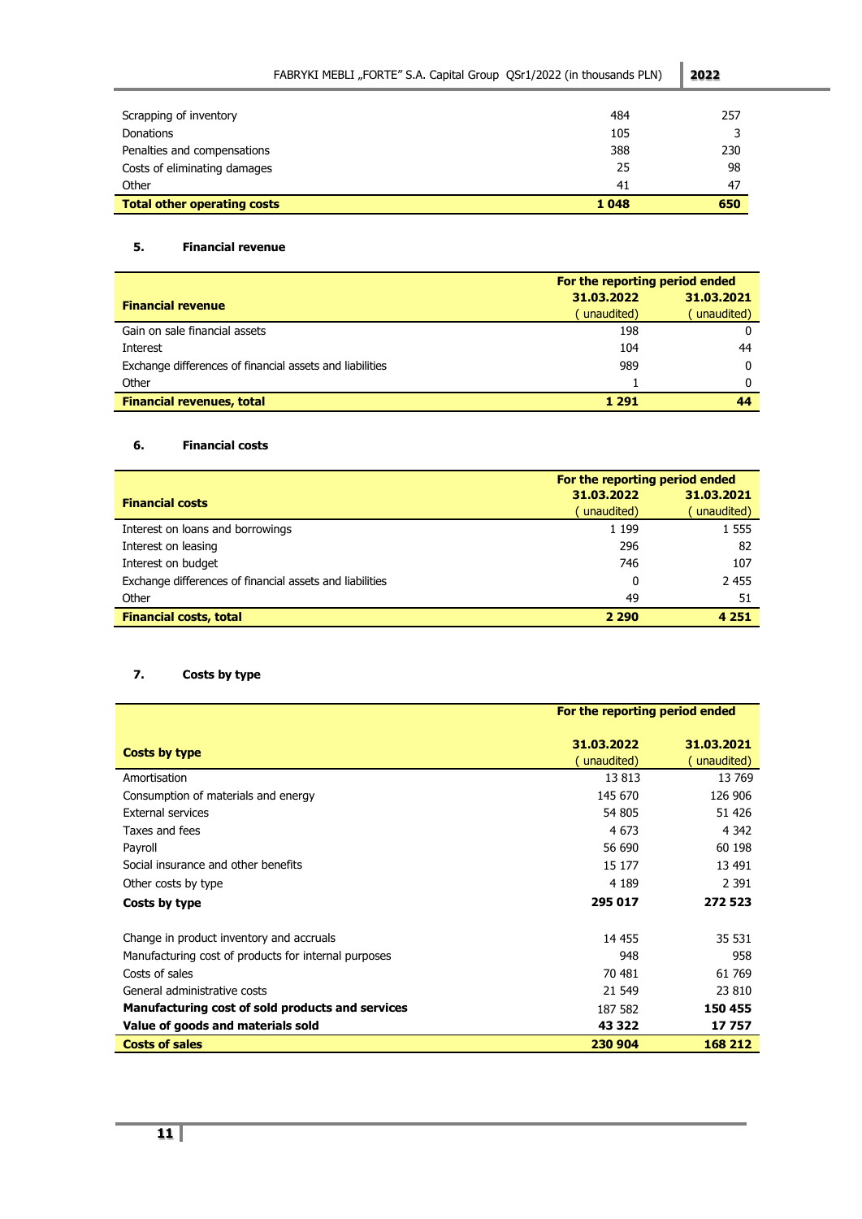| | | |
|---|---|---|
| Scrapping of inventory | 484 | 257 |
| Donations | 105 | 3 |
| Penalties and compensations | 388 | 230 |
| Costs of eliminating damages | 25 | 98 |
| Other | 41 | 47 |
| **Total other operating costs** | **1 048** | **650** |

### 5. Financial revenue

| Financial revenue | For the reporting period ended | |
|---|---|---|
| | 31.03.2022 ( unaudited) | 31.03.2021 ( unaudited) |
| Gain on sale financial assets | 198 | 0 |
| Interest | 104 | 44 |
| Exchange differences of financial assets and liabilities | 989 | 0 |
| Other | 1 | 0 |
| **Financial revenues, total** | **1 291** | **44** |

### 6. Financial costs

| Financial costs | For the reporting period ended | |
|---|---|---|
| | 31.03.2022 ( unaudited) | 31.03.2021 ( unaudited) |
| Interest on loans and borrowings | 1 199 | 1 555 |
| Interest on leasing | 296 | 82 |
| Interest on budget | 746 | 107 |
| Exchange differences of financial assets and liabilities | 0 | 2 455 |
| Other | 49 | 51 |
| **Financial costs, total** | **2 290** | **4 251** |

### 7. Costs by type

| Costs by type | For the reporting period ended | |
|---|---|---|
| | 31.03.2022 ( unaudited) | 31.03.2021 ( unaudited) |
| Amortisation | 13 813 | 13 769 |
| Consumption of materials and energy | 145 670 | 126 906 |
| External services | 54 805 | 51 426 |
| Taxes and fees | 4 673 | 4 342 |
| Payroll | 56 690 | 60 198 |
| Social insurance and other benefits | 15 177 | 13 491 |
| Other costs by type | 4 189 | 2 391 |
| **Costs by type** | **295 017** | **272 523** |
| | | |
| Change in product inventory and accruals | 14 455 | 35 531 |
| Manufacturing cost of products for internal purposes | 948 | 958 |
| Costs of sales | 70 481 | 61 769 |
| General administrative costs | 21 549 | 23 810 |
| **Manufacturing cost of sold products and services** | 187 582 | **150 455** |
| **Value of goods and materials sold** | **43 322** | **17 757** |
| **Costs of sales** | **230 904** | **168 212** |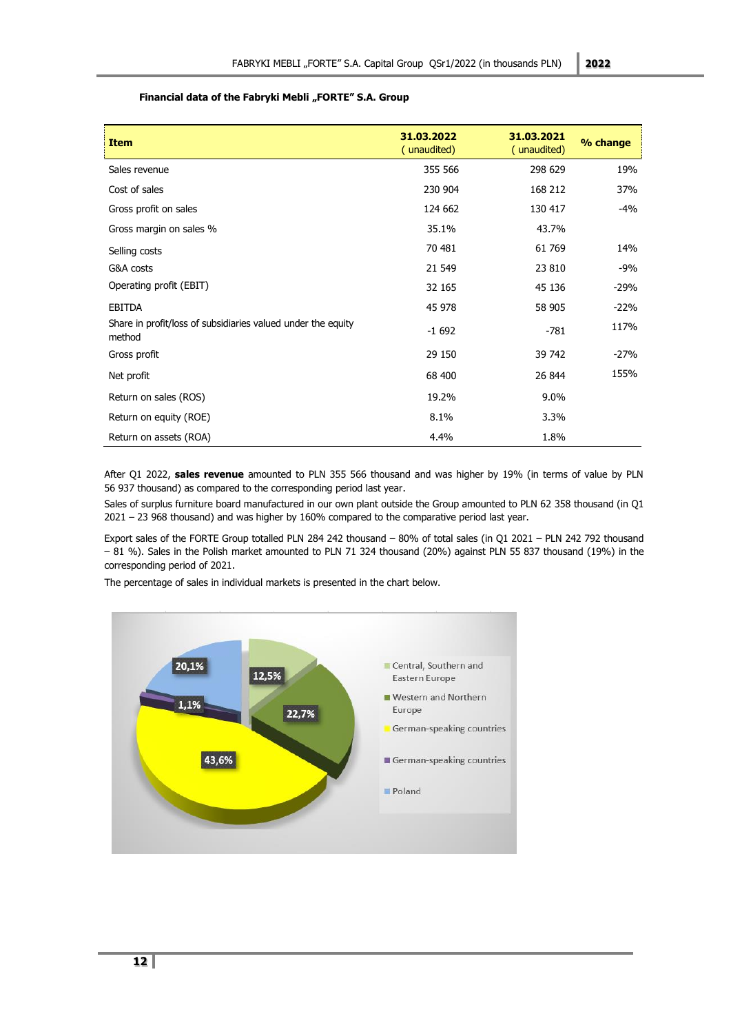**Financial data of the Fabryki Mebli „FORTE" S.A. Group**

| Item | 31.03.2022 ( unaudited) | 31.03.2021 ( unaudited) | % change |
|---|---|---|---|
| Sales revenue | 355 566 | 298 629 | 19% |
| Cost of sales | 230 904 | 168 212 | 37% |
| Gross profit on sales | 124 662 | 130 417 | -4% |
| Gross margin on sales % | 35.1% | 43.7% | |
| Selling costs | 70 481 | 61 769 | 14% |
| G&A costs | 21 549 | 23 810 | -9% |
| Operating profit (EBIT) | 32 165 | 45 136 | -29% |
| EBITDA | 45 978 | 58 905 | -22% |
| Share in profit/loss of subsidiaries valued under the equity method | -1 692 | -781 | 117% |
| Gross profit | 29 150 | 39 742 | -27% |
| Net profit | 68 400 | 26 844 | 155% |
| Return on sales (ROS) | 19.2% | 9.0% | |
| Return on equity (ROE) | 8.1% | 3.3% | |
| Return on assets (ROA) | 4.4% | 1.8% | |

After Q1 2022, **sales revenue** amounted to PLN 355 566 thousand and was higher by 19% (in terms of value by PLN 56 937 thousand) as compared to the corresponding period last year.

Sales of surplus furniture board manufactured in our own plant outside the Group amounted to PLN 62 358 thousand (in Q1 2021 – 23 968 thousand) and was higher by 160% compared to the comparative period last year.

Export sales of the FORTE Group totalled PLN 284 242 thousand – 80% of total sales (in Q1 2021 – PLN 242 792 thousand – 81 %). Sales in the Polish market amounted to PLN 71 324 thousand (20%) against PLN 55 837 thousand (19%) in the corresponding period of 2021.

The percentage of sales in individual markets is presented in the chart below.

| Market | Share |
|---|---|
| Central, Southern and Eastern Europe | 12,5% |
| Western and Northern Europe | 22,7% |
| German-speaking countries | 43,6% |
| German-speaking countries | 1,1% |
| Poland | 20,1% |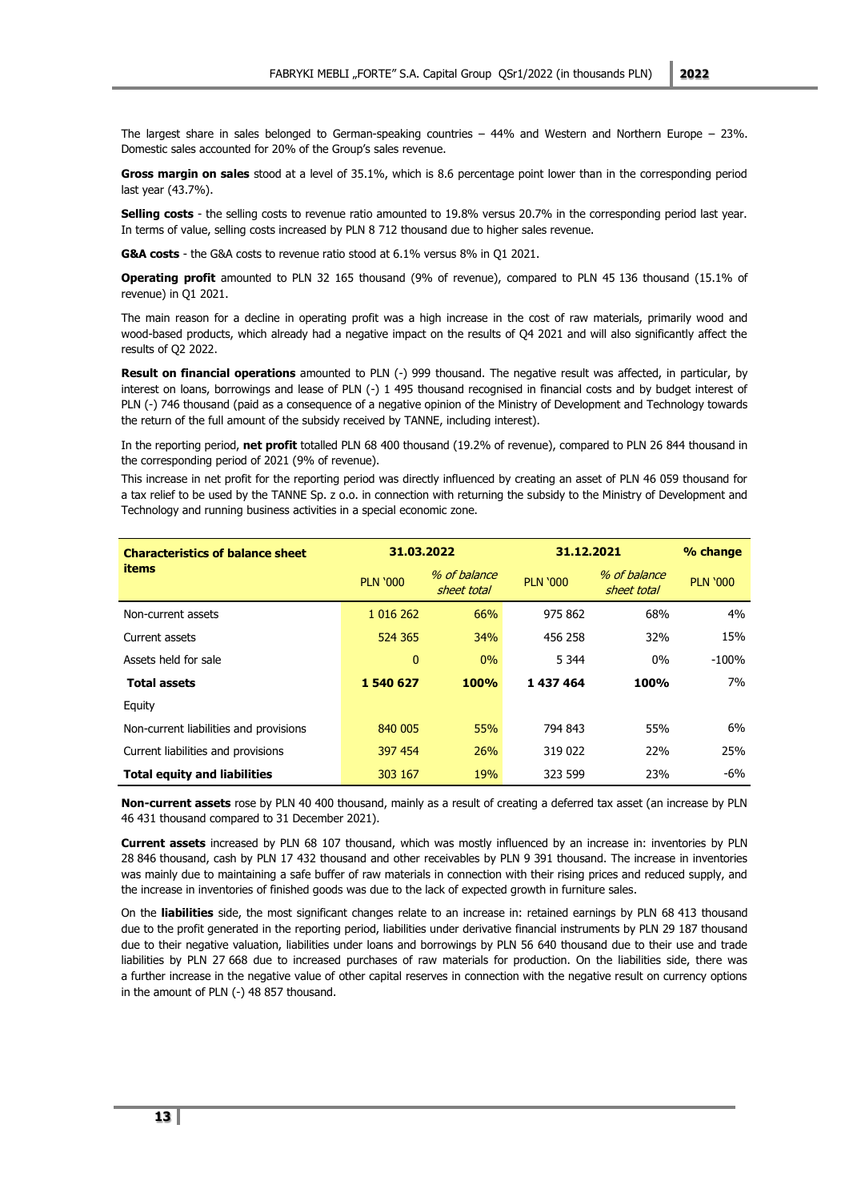The largest share in sales belonged to German-speaking countries – 44% and Western and Northern Europe – 23%. Domestic sales accounted for 20% of the Group's sales revenue.

**Gross margin on sales** stood at a level of 35.1%, which is 8.6 percentage point lower than in the corresponding period last year (43.7%).

**Selling costs** - the selling costs to revenue ratio amounted to 19.8% versus 20.7% in the corresponding period last year. In terms of value, selling costs increased by PLN 8 712 thousand due to higher sales revenue.

**G&A costs** - the G&A costs to revenue ratio stood at 6.1% versus 8% in Q1 2021.

**Operating profit** amounted to PLN 32 165 thousand (9% of revenue), compared to PLN 45 136 thousand (15.1% of revenue) in Q1 2021.

The main reason for a decline in operating profit was a high increase in the cost of raw materials, primarily wood and wood-based products, which already had a negative impact on the results of Q4 2021 and will also significantly affect the results of Q2 2022.

**Result on financial operations** amounted to PLN (-) 999 thousand. The negative result was affected, in particular, by interest on loans, borrowings and lease of PLN (-) 1 495 thousand recognised in financial costs and by budget interest of PLN (-) 746 thousand (paid as a consequence of a negative opinion of the Ministry of Development and Technology towards the return of the full amount of the subsidy received by TANNE, including interest).

In the reporting period, **net profit** totalled PLN 68 400 thousand (19.2% of revenue), compared to PLN 26 844 thousand in the corresponding period of 2021 (9% of revenue).

This increase in net profit for the reporting period was directly influenced by creating an asset of PLN 46 059 thousand for a tax relief to be used by the TANNE Sp. z o.o. in connection with returning the subsidy to the Ministry of Development and Technology and running business activities in a special economic zone.

| Characteristics of balance sheet items | 31.03.2022 | | 31.12.2021 | | % change |
|---|---|---|---|---|---|
| | PLN '000 | *% of balance sheet total* | PLN '000 | *% of balance sheet total* | PLN '000 |
| Non-current assets | 1 016 262 | 66% | 975 862 | 68% | 4% |
| Current assets | 524 365 | 34% | 456 258 | 32% | 15% |
| Assets held for sale | 0 | 0% | 5 344 | 0% | -100% |
| **Total assets** | **1 540 627** | **100%** | **1 437 464** | **100%** | 7% |
| Equity | | | | | |
| Non-current liabilities and provisions | 840 005 | 55% | 794 843 | 55% | 6% |
| Current liabilities and provisions | 397 454 | 26% | 319 022 | 22% | 25% |
| **Total equity and liabilities** | 303 167 | 19% | 323 599 | 23% | -6% |

**Non-current assets** rose by PLN 40 400 thousand, mainly as a result of creating a deferred tax asset (an increase by PLN 46 431 thousand compared to 31 December 2021).

**Current assets** increased by PLN 68 107 thousand, which was mostly influenced by an increase in: inventories by PLN 28 846 thousand, cash by PLN 17 432 thousand and other receivables by PLN 9 391 thousand. The increase in inventories was mainly due to maintaining a safe buffer of raw materials in connection with their rising prices and reduced supply, and the increase in inventories of finished goods was due to the lack of expected growth in furniture sales.

On the **liabilities** side, the most significant changes relate to an increase in: retained earnings by PLN 68 413 thousand due to the profit generated in the reporting period, liabilities under derivative financial instruments by PLN 29 187 thousand due to their negative valuation, liabilities under loans and borrowings by PLN 56 640 thousand due to their use and trade liabilities by PLN 27 668 due to increased purchases of raw materials for production. On the liabilities side, there was a further increase in the negative value of other capital reserves in connection with the negative result on currency options in the amount of PLN (-) 48 857 thousand.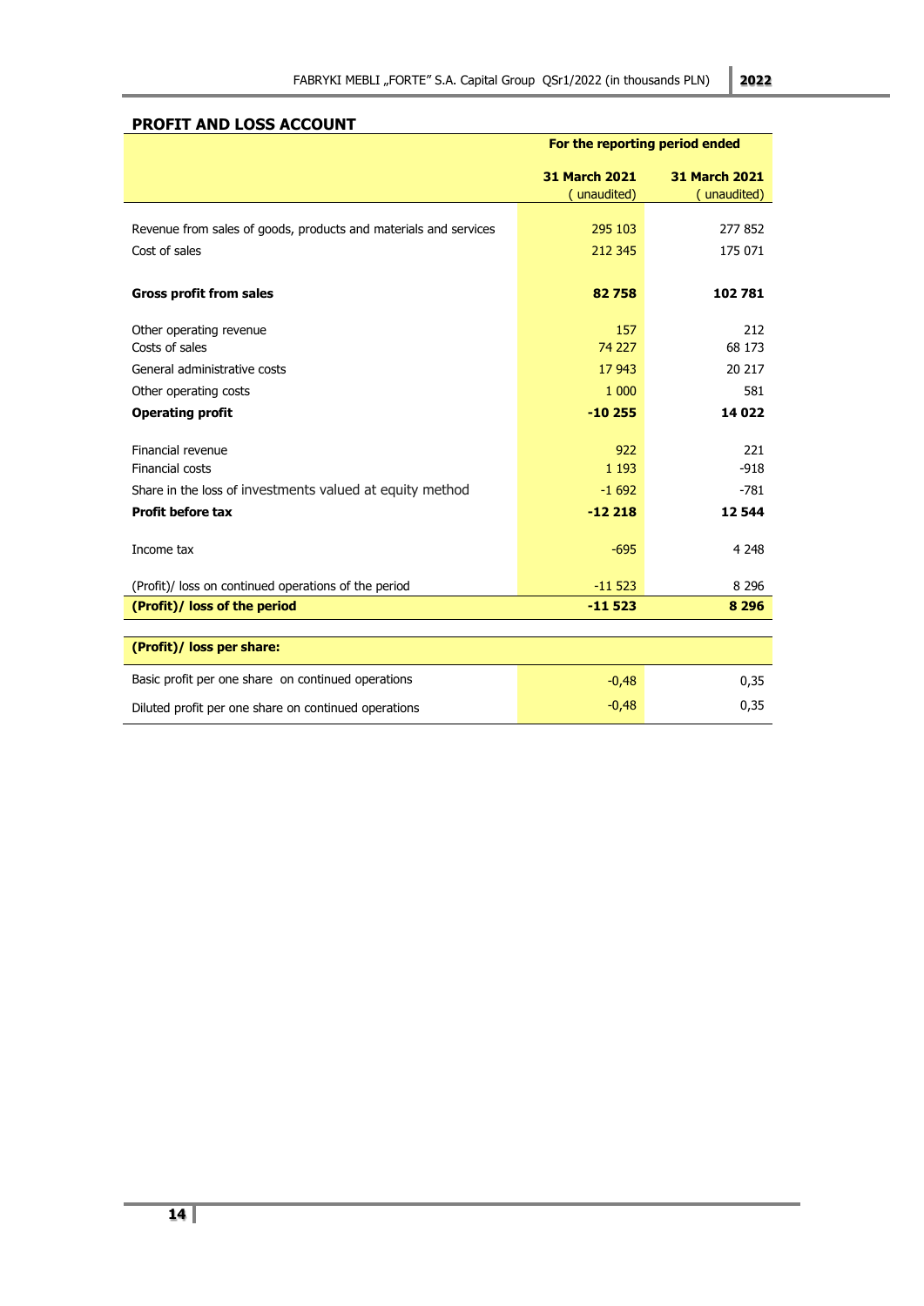## PROFIT AND LOSS ACCOUNT

| | For the reporting period ended | |
|---|---|---|
| | **31 March 2021** ( unaudited) | **31 March 2021** ( unaudited) |
| Revenue from sales of goods, products and materials and services | 295 103 | 277 852 |
| Cost of sales | 212 345 | 175 071 |
| **Gross profit from sales** | **82 758** | **102 781** |
| Other operating revenue | 157 | 212 |
| Costs of sales | 74 227 | 68 173 |
| General administrative costs | 17 943 | 20 217 |
| Other operating costs | 1 000 | 581 |
| **Operating profit** | **-10 255** | **14 022** |
| Financial revenue | 922 | 221 |
| Financial costs | 1 193 | -918 |
| Share in the loss of investments valued at equity method | -1 692 | -781 |
| **Profit before tax** | **-12 218** | **12 544** |
| Income tax | -695 | 4 248 |
| (Profit)/ loss on continued operations of the period | -11 523 | 8 296 |
| **(Profit)/ loss of the period** | **-11 523** | **8 296** |
| **(Profit)/ loss per share:** | | |
| Basic profit per one share on continued operations | -0,48 | 0,35 |
| Diluted profit per one share on continued operations | -0,48 | 0,35 |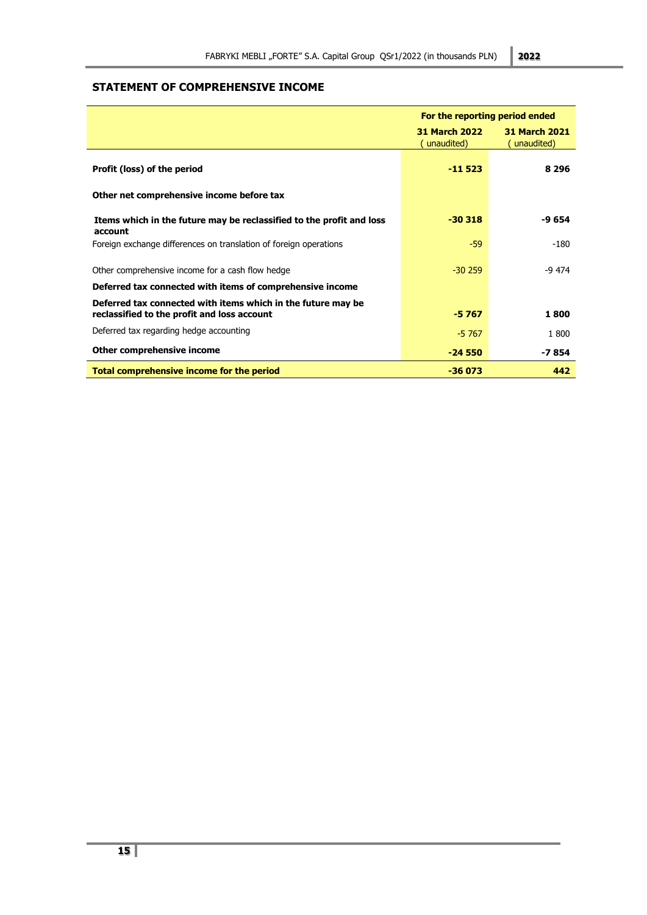## STATEMENT OF COMPREHENSIVE INCOME

| | For the reporting period ended | |
|---|---|---|
| | **31 March 2022** ( unaudited) | **31 March 2021** ( unaudited) |
| **Profit (loss) of the period** | **-11 523** | **8 296** |
| **Other net comprehensive income before tax** | | |
| **Items which in the future may be reclassified to the profit and loss account** | **-30 318** | **-9 654** |
| Foreign exchange differences on translation of foreign operations | -59 | -180 |
| Other comprehensive income for a cash flow hedge | -30 259 | -9 474 |
| **Deferred tax connected with items of comprehensive income** | | |
| **Deferred tax connected with items which in the future may be reclassified to the profit and loss account** | **-5 767** | **1 800** |
| Deferred tax regarding hedge accounting | -5 767 | 1 800 |
| **Other comprehensive income** | **-24 550** | **-7 854** |
| **Total comprehensive income for the period** | **-36 073** | **442** |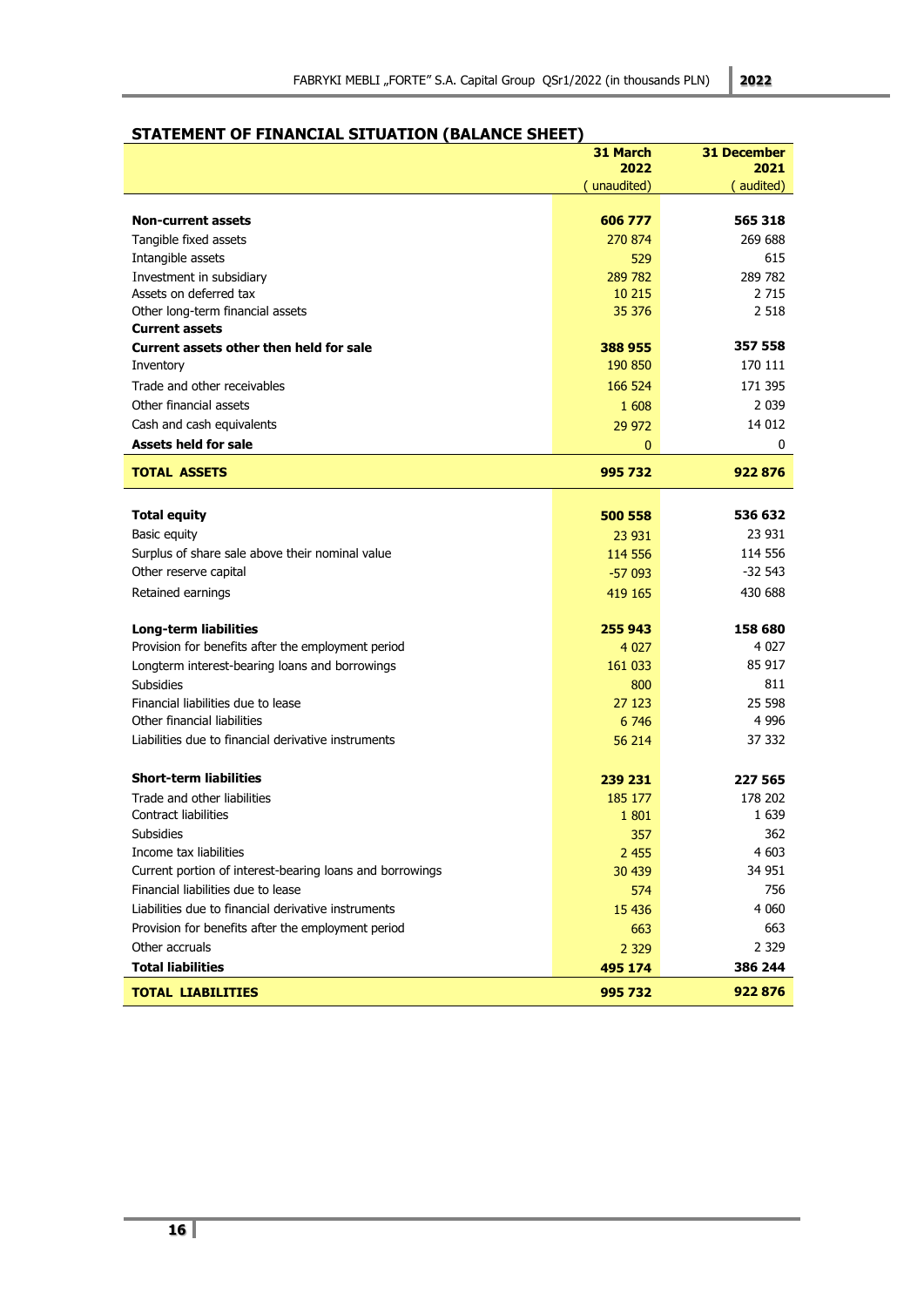## STATEMENT OF FINANCIAL SITUATION (BALANCE SHEET)

| | 31 March 2022 ( unaudited) | 31 December 2021 ( audited) |
|---|---|---|
| **Non-current assets** | **606 777** | **565 318** |
| Tangible fixed assets | 270 874 | 269 688 |
| Intangible assets | 529 | 615 |
| Investment in subsidiary | 289 782 | 289 782 |
| Assets on deferred tax | 10 215 | 2 715 |
| Other long-term financial assets | 35 376 | 2 518 |
| **Current assets** | | |
| **Current assets other then held for sale** | **388 955** | **357 558** |
| Inventory | 190 850 | 170 111 |
| Trade and other receivables | 166 524 | 171 395 |
| Other financial assets | 1 608 | 2 039 |
| Cash and cash equivalents | 29 972 | 14 012 |
| **Assets held for sale** | 0 | 0 |
| **TOTAL ASSETS** | **995 732** | **922 876** |
| | | |
| **Total equity** | **500 558** | **536 632** |
| Basic equity | 23 931 | 23 931 |
| Surplus of share sale above their nominal value | 114 556 | 114 556 |
| Other reserve capital | -57 093 | -32 543 |
| Retained earnings | 419 165 | 430 688 |
| | | |
| **Long-term liabilities** | **255 943** | **158 680** |
| Provision for benefits after the employment period | 4 027 | 4 027 |
| Longterm interest-bearing loans and borrowings | 161 033 | 85 917 |
| Subsidies | 800 | 811 |
| Financial liabilities due to lease | 27 123 | 25 598 |
| Other financial liabilities | 6 746 | 4 996 |
| Liabilities due to financial derivative instruments | 56 214 | 37 332 |
| | | |
| **Short-term liabilities** | **239 231** | **227 565** |
| Trade and other liabilities | 185 177 | 178 202 |
| Contract liabilities | 1 801 | 1 639 |
| Subsidies | 357 | 362 |
| Income tax liabilities | 2 455 | 4 603 |
| Current portion of interest-bearing loans and borrowings | 30 439 | 34 951 |
| Financial liabilities due to lease | 574 | 756 |
| Liabilities due to financial derivative instruments | 15 436 | 4 060 |
| Provision for benefits after the employment period | 663 | 663 |
| Other accruals | 2 329 | 2 329 |
| **Total liabilities** | **495 174** | **386 244** |
| **TOTAL LIABILITIES** | **995 732** | **922 876** |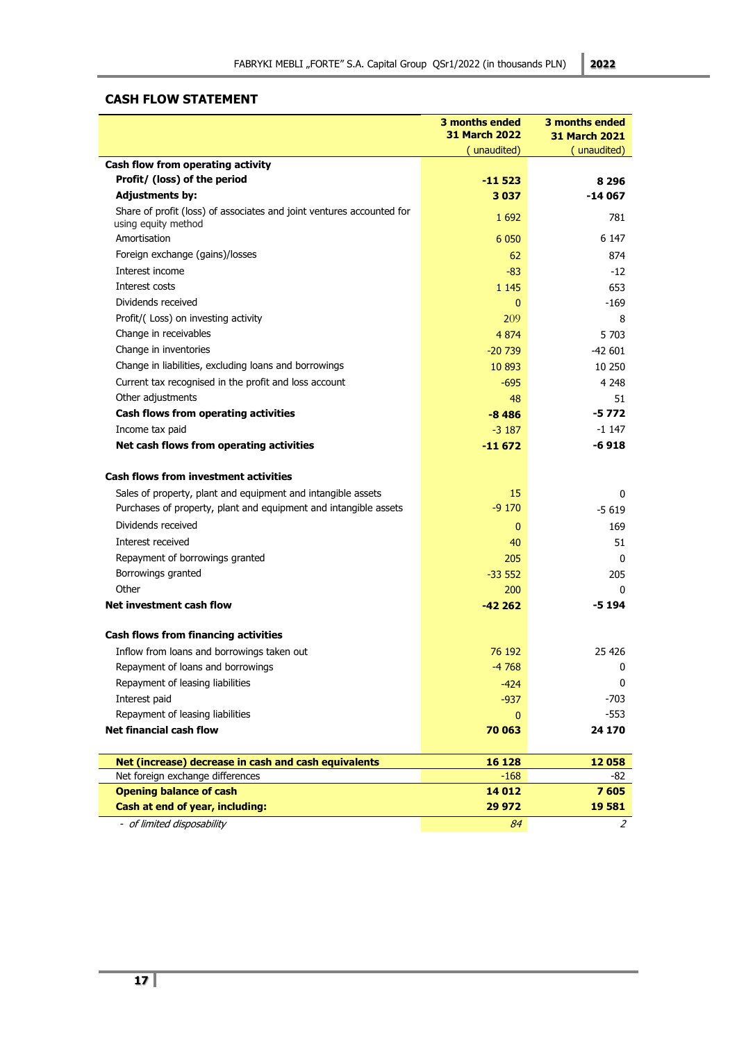## CASH FLOW STATEMENT

| | 3 months ended 31 March 2022 ( unaudited) | 3 months ended 31 March 2021 ( unaudited) |
|---|---|---|
| **Cash flow from operating activity** | | |
| **Profit/ (loss) of the period** | **-11 523** | **8 296** |
| **Adjustments by:** | **3 037** | **-14 067** |
| Share of profit (loss) of associates and joint ventures accounted for using equity method | 1 692 | 781 |
| Amortisation | 6 050 | 6 147 |
| Foreign exchange (gains)/losses | 62 | 874 |
| Interest income | -83 | -12 |
| Interest costs | 1 145 | 653 |
| Dividends received | 0 | -169 |
| Profit/( Loss) on investing activity | 209 | 8 |
| Change in receivables | 4 874 | 5 703 |
| Change in inventories | -20 739 | -42 601 |
| Change in liabilities, excluding loans and borrowings | 10 893 | 10 250 |
| Current tax recognised in the profit and loss account | -695 | 4 248 |
| Other adjustments | 48 | 51 |
| **Cash flows from operating activities** | **-8 486** | **-5 772** |
| Income tax paid | -3 187 | -1 147 |
| **Net cash flows from operating activities** | **-11 672** | **-6 918** |
| | | |
| **Cash flows from investment activities** | | |
| Sales of property, plant and equipment and intangible assets | 15 | 0 |
| Purchases of property, plant and equipment and intangible assets | -9 170 | -5 619 |
| Dividends received | 0 | 169 |
| Interest received | 40 | 51 |
| Repayment of borrowings granted | 205 | 0 |
| Borrowings granted | -33 552 | 205 |
| Other | 200 | 0 |
| **Net investment cash flow** | **-42 262** | **-5 194** |
| | | |
| **Cash flows from financing activities** | | |
| Inflow from loans and borrowings taken out | 76 192 | 25 426 |
| Repayment of loans and borrowings | -4 768 | 0 |
| Repayment of leasing liabilities | -424 | 0 |
| Interest paid | -937 | -703 |
| Repayment of leasing liabilities | 0 | -553 |
| **Net financial cash flow** | **70 063** | **24 170** |
| | | |
| **Net (increase) decrease in cash and cash equivalents** | **16 128** | **12 058** |
| Net foreign exchange differences | -168 | -82 |
| **Opening balance of cash** | **14 012** | **7 605** |
| **Cash at end of year, including:** | **29 972** | **19 581** |
| *- of limited disposability* | *84* | *2* |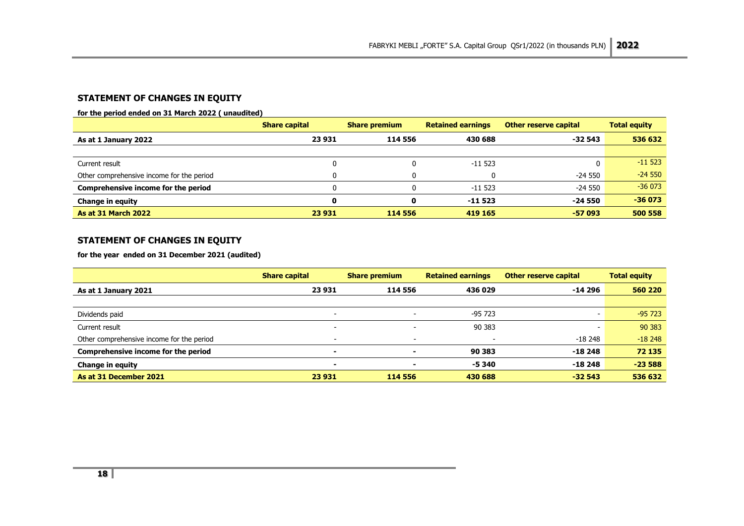## STATEMENT OF CHANGES IN EQUITY

**for the period ended on 31 March 2022 ( unaudited)**

| | Share capital | Share premium | Retained earnings | Other reserve capital | Total equity |
|---|---|---|---|---|---|
| **As at 1 January 2022** | **23 931** | **114 556** | **430 688** | **-32 543** | **536 632** |
| | | | | | |
| Current result | 0 | 0 | -11 523 | 0 | -11 523 |
| Other comprehensive income for the period | 0 | 0 | 0 | -24 550 | -24 550 |
| **Comprehensive income for the period** | 0 | 0 | -11 523 | -24 550 | -36 073 |
| **Change in equity** | **0** | **0** | **-11 523** | **-24 550** | **-36 073** |
| **As at 31 March 2022** | **23 931** | **114 556** | **419 165** | **-57 093** | **500 558** |

## STATEMENT OF CHANGES IN EQUITY

**for the year ended on 31 December 2021 (audited)**

| | Share capital | Share premium | Retained earnings | Other reserve capital | Total equity |
|---|---|---|---|---|---|
| **As at 1 January 2021** | **23 931** | **114 556** | **436 029** | **-14 296** | **560 220** |
| | | | | | |
| Dividends paid | - | - | -95 723 | - | -95 723 |
| Current result | - | - | 90 383 | - | 90 383 |
| Other comprehensive income for the period | - | - | - | -18 248 | -18 248 |
| **Comprehensive income for the period** | **-** | **-** | **90 383** | **-18 248** | **72 135** |
| **Change in equity** | **-** | **-** | **-5 340** | **-18 248** | **-23 588** |
| **As at 31 December 2021** | **23 931** | **114 556** | **430 688** | **-32 543** | **536 632** |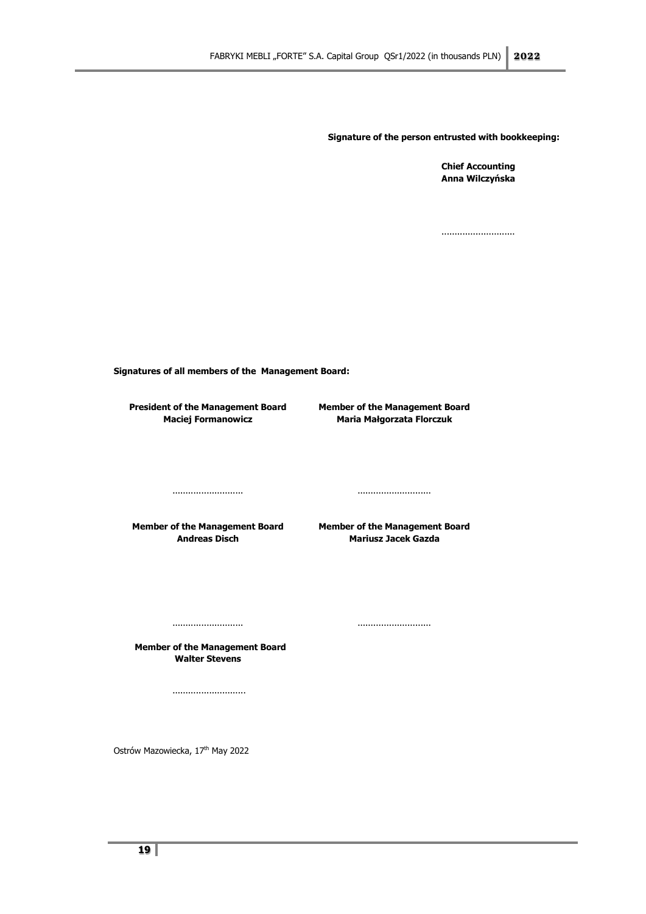**Signature of the person entrusted with bookkeeping:**

**Chief Accounting**
**Anna Wilczyńska**

………………………

**Signatures of all members of the Management Board:**

**President of the Management Board**
**Maciej Formanowicz**

………………………

**Member of the Management Board**
**Maria Małgorzata Florczuk**

………………………

**Member of the Management Board**
**Andreas Disch**

………………………

**Member of the Management Board**
**Mariusz Jacek Gazda**

………………………

**Member of the Management Board**
**Walter Stevens**

………………………

Ostrów Mazowiecka, 17th May 2022